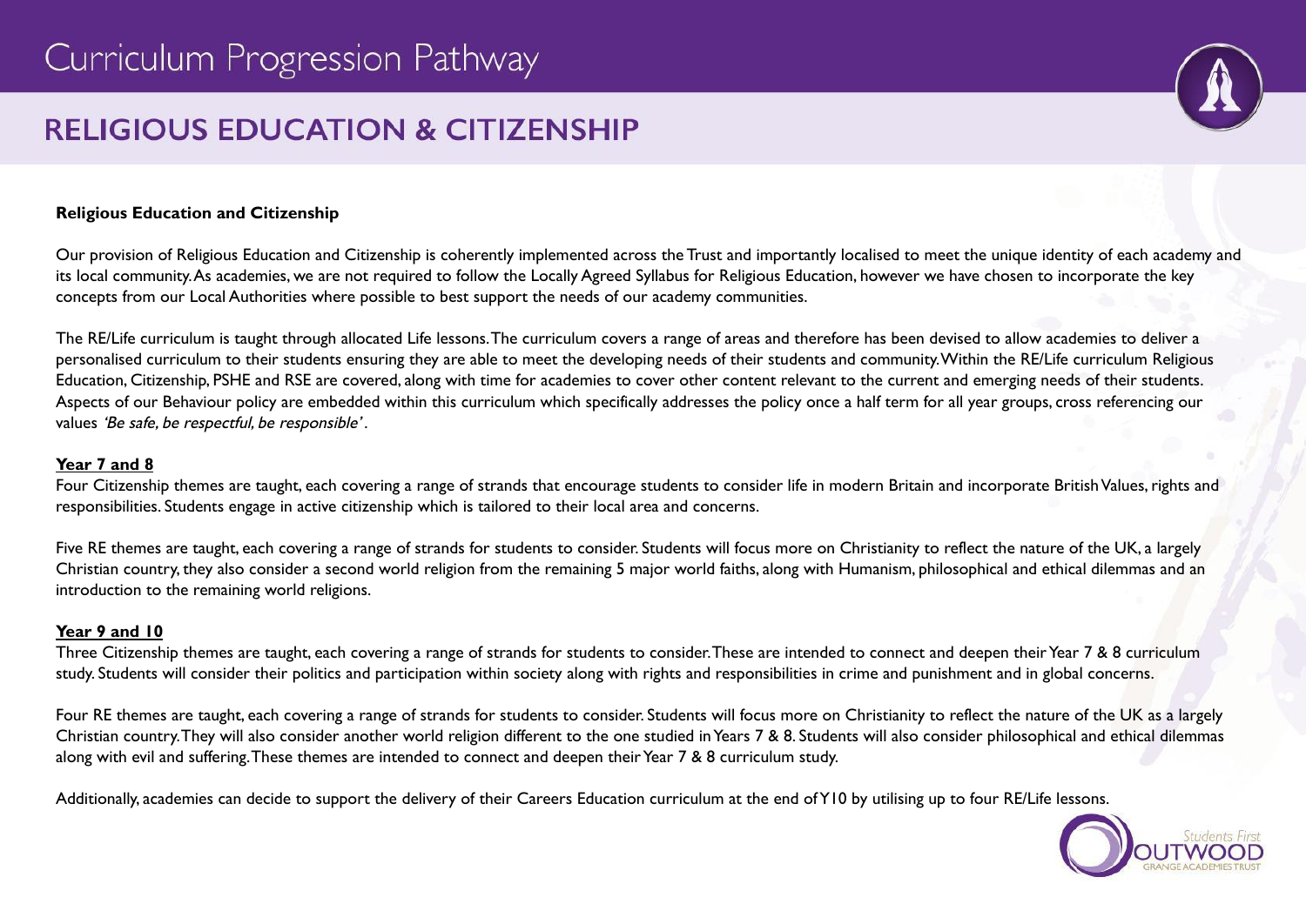# Curriculum Progression Pathway

## RELIGIOUS EDUCATION & CITIZENSHIP

**Religious Education and Citizenship**

Our provision of Religious Education and Citizenship is coherently implemented across the Trust and importantly localised to meet the unique identity of each academy and its local community. As academies, we are not required to follow the Locally Agreed Syllabus for Religious Education, however we have chosen to incorporate the key concepts from our Local Authorities where possible to best support the needs of our academy communities.

The RE/Life curriculum is taught through allocated Life lessons. The curriculum covers a range of areas and therefore has been devised to allow academies to deliver a personalised curriculum to their students ensuring they are able to meet the developing needs of their students and community. Within the RE/Life curriculum Religious Education, Citizenship, PSHE and RSE are covered, along with time for academies to cover other content relevant to the current and emerging needs of their students. Aspects of our Behaviour policy are embedded within this curriculum which specifically addresses the policy once a half term for all year groups, cross referencing our values *'Be safe, be respectful, be responsible'*.

**Year 7 and 8**

Four Citizenship themes are taught, each covering a range of strands that encourage students to consider life in modern Britain and incorporate British Values, rights and responsibilities. Students engage in active citizenship which is tailored to their local area and concerns.

Five RE themes are taught, each covering a range of strands for students to consider. Students will focus more on Christianity to reflect the nature of the UK, a largely Christian country, they also consider a second world religion from the remaining 5 major world faiths, along with Humanism, philosophical and ethical dilemmas and an introduction to the remaining world religions.

**Year 9 and 10**

Three Citizenship themes are taught, each covering a range of strands for students to consider. These are intended to connect and deepen their Year 7 & 8 curriculum study. Students will consider their politics and participation within society along with rights and responsibilities in crime and punishment and in global concerns.

Four RE themes are taught, each covering a range of strands for students to consider. Students will focus more on Christianity to reflect the nature of the UK as a largely Christian country. They will also consider another world religion different to the one studied in Years 7 & 8. Students will also consider philosophical and ethical dilemmas along with evil and suffering. These themes are intended to connect and deepen their Year 7 & 8 curriculum study.

Additionally, academies can decide to support the delivery of their Careers Education curriculum at the end of Y10 by utilising up to four RE/Life lessons.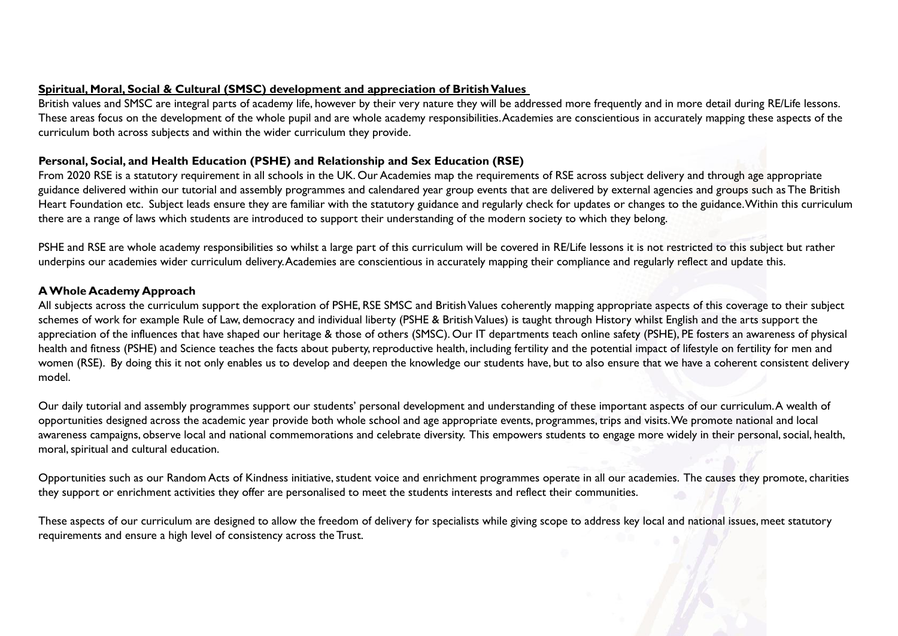## Spiritual, Moral, Social & Cultural (SMSC) development and appreciation of British Values

British values and SMSC are integral parts of academy life, however by their very nature they will be addressed more frequently and in more detail during RE/Life lessons. These areas focus on the development of the whole pupil and are whole academy responsibilities. Academies are conscientious in accurately mapping these aspects of the curriculum both across subjects and within the wider curriculum they provide.

## Personal, Social, and Health Education (PSHE) and Relationship and Sex Education (RSE)

From 2020 RSE is a statutory requirement in all schools in the UK. Our Academies map the requirements of RSE across subject delivery and through age appropriate guidance delivered within our tutorial and assembly programmes and calendared year group events that are delivered by external agencies and groups such as The British Heart Foundation etc. Subject leads ensure they are familiar with the statutory guidance and regularly check for updates or changes to the guidance. Within this curriculum there are a range of laws which students are introduced to support their understanding of the modern society to which they belong.

PSHE and RSE are whole academy responsibilities so whilst a large part of this curriculum will be covered in RE/Life lessons it is not restricted to this subject but rather underpins our academies wider curriculum delivery. Academies are conscientious in accurately mapping their compliance and regularly reflect and update this.

## A Whole Academy Approach

All subjects across the curriculum support the exploration of PSHE, RSE SMSC and British Values coherently mapping appropriate aspects of this coverage to their subject schemes of work for example Rule of Law, democracy and individual liberty (PSHE & British Values) is taught through History whilst English and the arts support the appreciation of the influences that have shaped our heritage & those of others (SMSC). Our IT departments teach online safety (PSHE), PE fosters an awareness of physical health and fitness (PSHE) and Science teaches the facts about puberty, reproductive health, including fertility and the potential impact of lifestyle on fertility for men and women (RSE). By doing this it not only enables us to develop and deepen the knowledge our students have, but to also ensure that we have a coherent consistent delivery model.

Our daily tutorial and assembly programmes support our students' personal development and understanding of these important aspects of our curriculum. A wealth of opportunities designed across the academic year provide both whole school and age appropriate events, programmes, trips and visits. We promote national and local awareness campaigns, observe local and national commemorations and celebrate diversity. This empowers students to engage more widely in their personal, social, health, moral, spiritual and cultural education.

Opportunities such as our Random Acts of Kindness initiative, student voice and enrichment programmes operate in all our academies. The causes they promote, charities they support or enrichment activities they offer are personalised to meet the students interests and reflect their communities.

These aspects of our curriculum are designed to allow the freedom of delivery for specialists while giving scope to address key local and national issues, meet statutory requirements and ensure a high level of consistency across the Trust.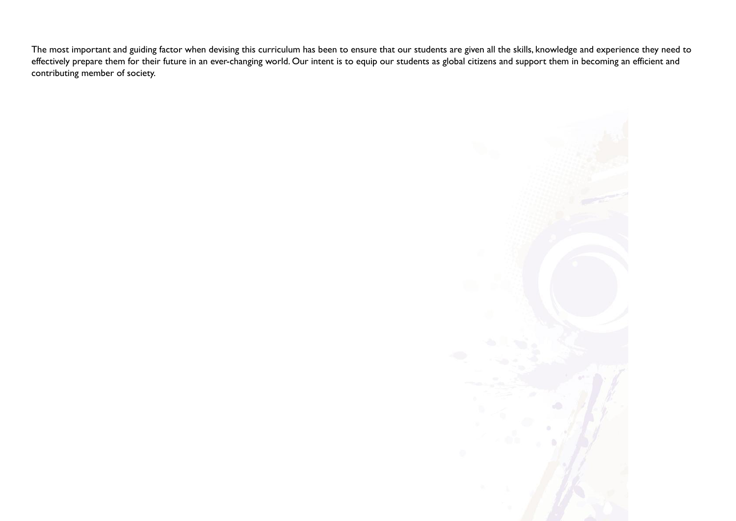The most important and guiding factor when devising this curriculum has been to ensure that our students are given all the skills, knowledge and experience they need to effectively prepare them for their future in an ever-changing world. Our intent is to equip our students as global citizens and support them in becoming an efficient and contributing member of society.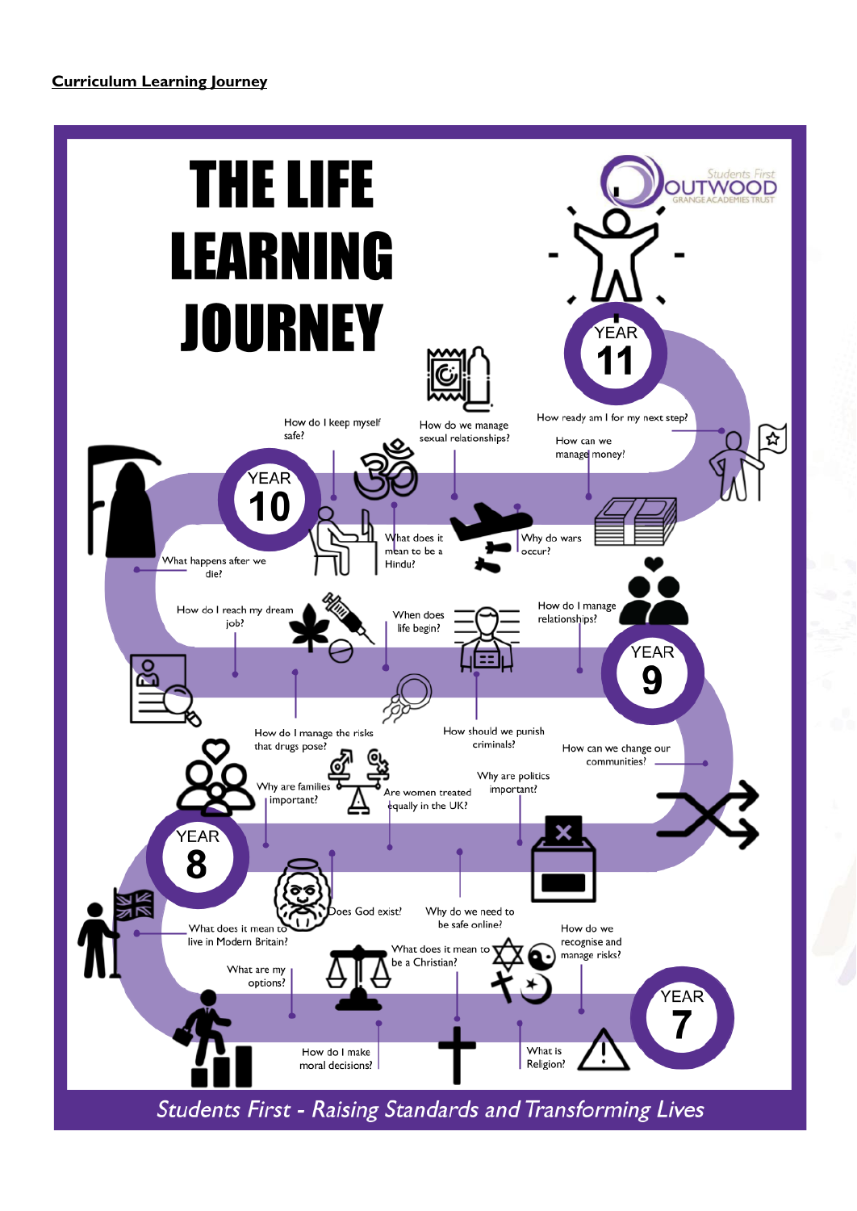**Curriculum Learning Journey**

# THE LIFE LEARNING JOURNEY

Students First OUTWOOD GRANGE ACADEMIES TRUST

## YEAR 7

- What is Religion?
- How do we recognise and manage risks?
- What does it mean to be a Christian?
- Why do we need to be safe online?
- How do I make moral decisions?
- What are my options?
- What does it mean to live in Modern Britain?

## YEAR 8

- Does God exist?
- Why are families important?
- Are women treated equally in the UK?
- Why are politics important?
- How can we change our communities?

## YEAR 9

- How should we punish criminals?
- How do I manage the risks that drugs pose?
- How do I reach my dream job?
- When does life begin?
- How do I manage relationships?

## YEAR 10

- What happens after we die?
- How do I keep myself safe?
- What does it mean to be a Hindu?
- How do we manage sexual relationships?
- Why do wars occur?
- How can we manage money?

## YEAR 11

- How ready am I for my next step?

*Students First - Raising Standards and Transforming Lives*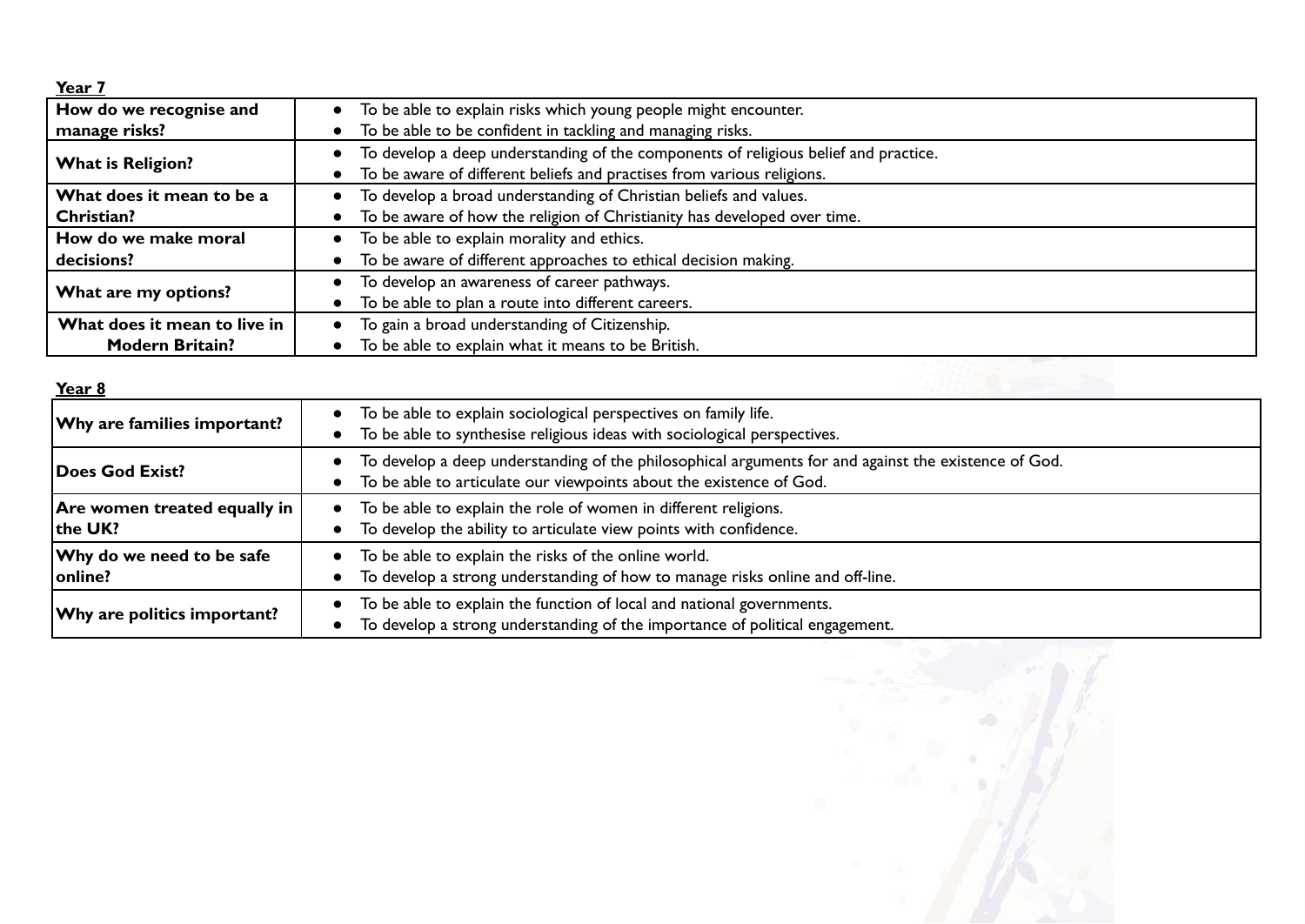**Year 7**

| | |
|---|---|
| **How do we recognise and manage risks?** | • To be able to explain risks which young people might encounter.<br>• To be able to be confident in tackling and managing risks. |
| **What is Religion?** | • To develop a deep understanding of the components of religious belief and practice.<br>• To be aware of different beliefs and practises from various religions. |
| **What does it mean to be a Christian?** | • To develop a broad understanding of Christian beliefs and values.<br>• To be aware of how the religion of Christianity has developed over time. |
| **How do we make moral decisions?** | • To be able to explain morality and ethics.<br>• To be aware of different approaches to ethical decision making. |
| **What are my options?** | • To develop an awareness of career pathways.<br>• To be able to plan a route into different careers. |
| **What does it mean to live in Modern Britain?** | • To gain a broad understanding of Citizenship.<br>• To be able to explain what it means to be British. |

**Year 8**

| | |
|---|---|
| **Why are families important?** | • To be able to explain sociological perspectives on family life.<br>• To be able to synthesise religious ideas with sociological perspectives. |
| **Does God Exist?** | • To develop a deep understanding of the philosophical arguments for and against the existence of God.<br>• To be able to articulate our viewpoints about the existence of God. |
| **Are women treated equally in the UK?** | • To be able to explain the role of women in different religions.<br>• To develop the ability to articulate view points with confidence. |
| **Why do we need to be safe online?** | • To be able to explain the risks of the online world.<br>• To develop a strong understanding of how to manage risks online and off-line. |
| **Why are politics important?** | • To be able to explain the function of local and national governments.<br>• To develop a strong understanding of the importance of political engagement. |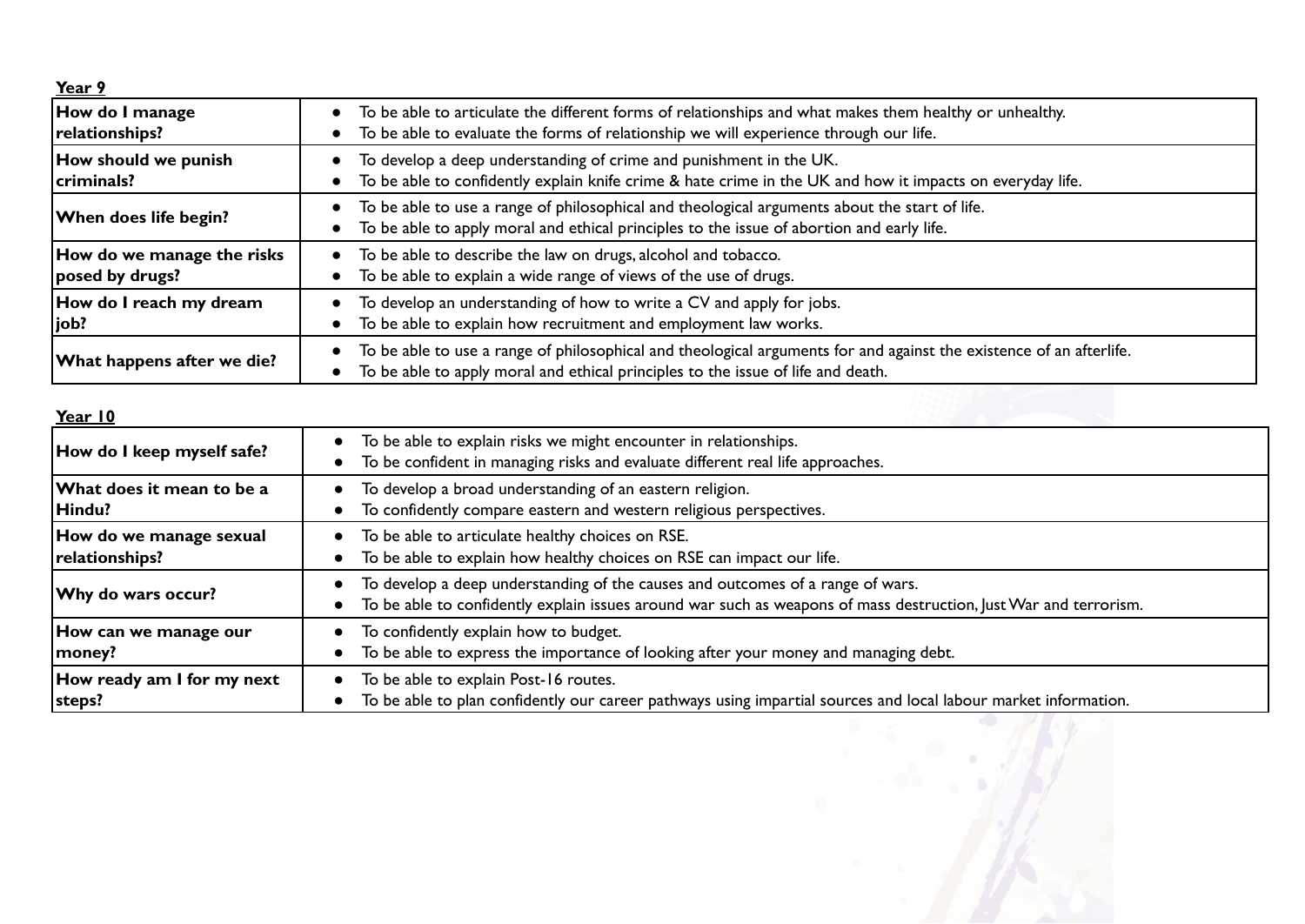**Year 9**

| | |
|---|---|
| **How do I manage relationships?** | • To be able to articulate the different forms of relationships and what makes them healthy or unhealthy.<br>• To be able to evaluate the forms of relationship we will experience through our life. |
| **How should we punish criminals?** | • To develop a deep understanding of crime and punishment in the UK.<br>• To be able to confidently explain knife crime & hate crime in the UK and how it impacts on everyday life. |
| **When does life begin?** | • To be able to use a range of philosophical and theological arguments about the start of life.<br>• To be able to apply moral and ethical principles to the issue of abortion and early life. |
| **How do we manage the risks posed by drugs?** | • To be able to describe the law on drugs, alcohol and tobacco.<br>• To be able to explain a wide range of views of the use of drugs. |
| **How do I reach my dream job?** | • To develop an understanding of how to write a CV and apply for jobs.<br>• To be able to explain how recruitment and employment law works. |
| **What happens after we die?** | • To be able to use a range of philosophical and theological arguments for and against the existence of an afterlife.<br>• To be able to apply moral and ethical principles to the issue of life and death. |

**Year 10**

| | |
|---|---|
| **How do I keep myself safe?** | • To be able to explain risks we might encounter in relationships.<br>• To be confident in managing risks and evaluate different real life approaches. |
| **What does it mean to be a Hindu?** | • To develop a broad understanding of an eastern religion.<br>• To confidently compare eastern and western religious perspectives. |
| **How do we manage sexual relationships?** | • To be able to articulate healthy choices on RSE.<br>• To be able to explain how healthy choices on RSE can impact our life. |
| **Why do wars occur?** | • To develop a deep understanding of the causes and outcomes of a range of wars.<br>• To be able to confidently explain issues around war such as weapons of mass destruction, Just War and terrorism. |
| **How can we manage our money?** | • To confidently explain how to budget.<br>• To be able to express the importance of looking after your money and managing debt. |
| **How ready am I for my next steps?** | • To be able to explain Post-16 routes.<br>• To be able to plan confidently our career pathways using impartial sources and local labour market information. |